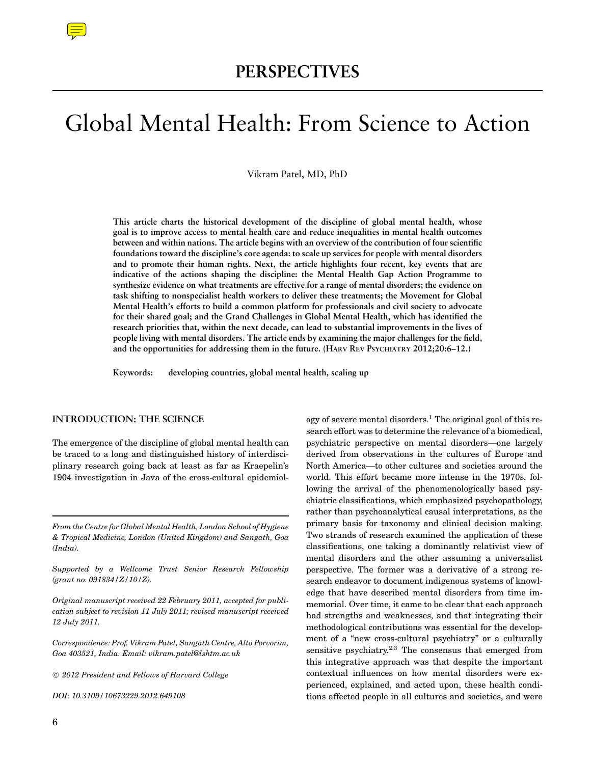# PERSPECTIVES

# Global Mental Health: From Science to Action

Vikram Patel, MD, PhD

**This article charts the historical development of the discipline of global mental health, whose goal is to improve access to mental health care and reduce inequalities in mental health outcomes between and within nations. The article begins with an overview of the contribution of four scientific foundations toward the discipline's core agenda: to scale up services for people with mental disorders and to promote their human rights. Next, the article highlights four recent, key events that are indicative of the actions shaping the discipline: the Mental Health Gap Action Programme to synthesize evidence on what treatments are effective for a range of mental disorders; the evidence on task shifting to nonspecialist health workers to deliver these treatments; the Movement for Global Mental Health's efforts to build a common platform for professionals and civil society to advocate for their shared goal; and the Grand Challenges in Global Mental Health, which has identified the research priorities that, within the next decade, can lead to substantial improvements in the lives of people living with mental disorders. The article ends by examining the major challenges for the field, and the opportunities for addressing them in the future. (HARV REV PSYCHIATRY 2012;20:6–12.)**

**Keywords:** developing countries, global mental health, scaling up

## INTRODUCTION: THE SCIENCE

The emergence of the discipline of global mental health can be traced to a long and distinguished history of interdisciplinary research going back at least as far as Kraepelin's 1904 investigation in Java of the cross-cultural epidemiology of severe mental disorders.[1] The original goal of this research effort was to determine the relevance of a biomedical, psychiatric perspective on mental disorders—one largely derived from observations in the cultures of Europe and North America—to other cultures and societies around the world. This effort became more intense in the 1970s, following the arrival of the phenomenologically based psychiatric classifications, which emphasized psychopathology, rather than psychoanalytical causal interpretations, as the primary basis for taxonomy and clinical decision making. Two strands of research examined the application of these classifications, one taking a dominantly relativist view of mental disorders and the other assuming a universalist perspective. The former was a derivative of a strong research endeavor to document indigenous systems of knowledge that have described mental disorders from time immemorial. Over time, it came to be clear that each approach had strengths and weaknesses, and that integrating their methodological contributions was essential for the development of a "new cross-cultural psychiatry" or a culturally sensitive psychiatry.[2,3] The consensus that emerged from this integrative approach was that despite the important contextual influences on how mental disorders were experienced, explained, and acted upon, these health conditions affected people in all cultures and societies, and were

*From the Centre for Global Mental Health, London School of Hygiene & Tropical Medicine, London (United Kingdom) and Sangath, Goa (India).*

*Supported by a Wellcome Trust Senior Research Fellowship (grant no. 091834/Z/10/Z).*

*Original manuscript received 22 February 2011, accepted for publication subject to revision 11 July 2011; revised manuscript received 12 July 2011.*

*Correspondence: Prof. Vikram Patel, Sangath Centre, Alto Porvorim, Goa 403521, India. Email: vikram.patel@lshtm.ac.uk*

*© 2012 President and Fellows of Harvard College*

*DOI: 10.3109/10673229.2012.649108*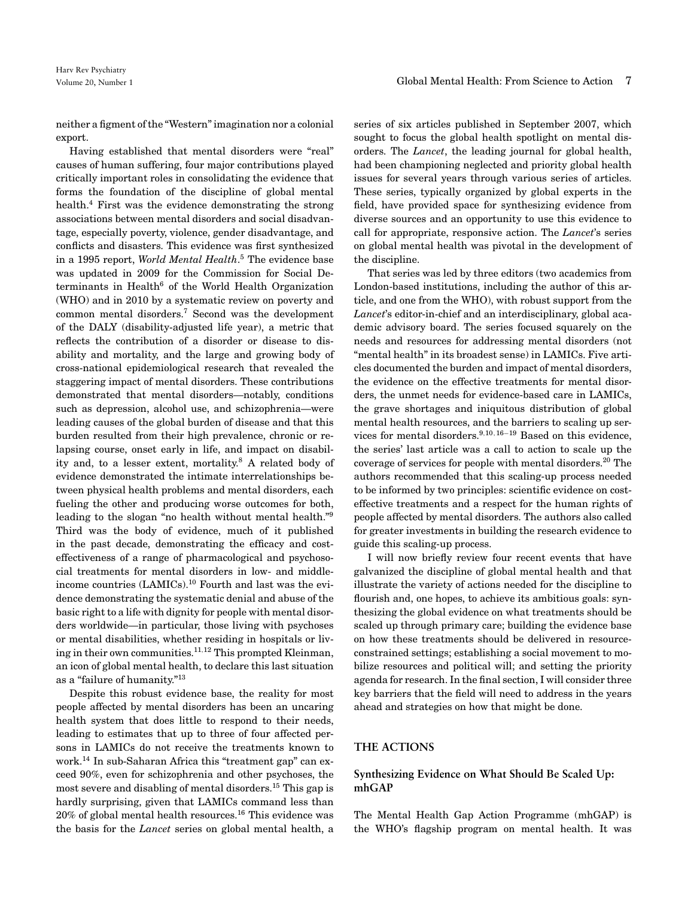neither a figment of the "Western" imagination nor a colonial export.

Having established that mental disorders were "real" causes of human suffering, four major contributions played critically important roles in consolidating the evidence that forms the foundation of the discipline of global mental health.[4] First was the evidence demonstrating the strong associations between mental disorders and social disadvantage, especially poverty, violence, gender disadvantage, and conflicts and disasters. This evidence was first synthesized in a 1995 report, *World Mental Health*.[5] The evidence base was updated in 2009 for the Commission for Social Determinants in Health[6] of the World Health Organization (WHO) and in 2010 by a systematic review on poverty and common mental disorders.[7] Second was the development of the DALY (disability-adjusted life year), a metric that reflects the contribution of a disorder or disease to disability and mortality, and the large and growing body of cross-national epidemiological research that revealed the staggering impact of mental disorders. These contributions demonstrated that mental disorders—notably, conditions such as depression, alcohol use, and schizophrenia—were leading causes of the global burden of disease and that this burden resulted from their high prevalence, chronic or relapsing course, onset early in life, and impact on disability and, to a lesser extent, mortality.[8] A related body of evidence demonstrated the intimate interrelationships between physical health problems and mental disorders, each fueling the other and producing worse outcomes for both, leading to the slogan "no health without mental health."[9] Third was the body of evidence, much of it published in the past decade, demonstrating the efficacy and cost-effectiveness of a range of pharmacological and psychosocial treatments for mental disorders in low- and middle-income countries (LAMICs).[10] Fourth and last was the evidence demonstrating the systematic denial and abuse of the basic right to a life with dignity for people with mental disorders worldwide—in particular, those living with psychoses or mental disabilities, whether residing in hospitals or living in their own communities.[11,12] This prompted Kleinman, an icon of global mental health, to declare this last situation as a "failure of humanity."[13]

Despite this robust evidence base, the reality for most people affected by mental disorders has been an uncaring health system that does little to respond to their needs, leading to estimates that up to three of four affected persons in LAMICs do not receive the treatments known to work.[14] In sub-Saharan Africa this "treatment gap" can exceed 90%, even for schizophrenia and other psychoses, the most severe and disabling of mental disorders.[15] This gap is hardly surprising, given that LAMICs command less than 20% of global mental health resources.[16] This evidence was the basis for the *Lancet* series on global mental health, a series of six articles published in September 2007, which sought to focus the global health spotlight on mental disorders. The *Lancet*, the leading journal for global health, had been championing neglected and priority global health issues for several years through various series of articles. These series, typically organized by global experts in the field, have provided space for synthesizing evidence from diverse sources and an opportunity to use this evidence to call for appropriate, responsive action. The *Lancet*'s series on global mental health was pivotal in the development of the discipline.

That series was led by three editors (two academics from London-based institutions, including the author of this article, and one from the WHO), with robust support from the *Lancet*'s editor-in-chief and an interdisciplinary, global academic advisory board. The series focused squarely on the needs and resources for addressing mental disorders (not "mental health" in its broadest sense) in LAMICs. Five articles documented the burden and impact of mental disorders, the evidence on the effective treatments for mental disorders, the unmet needs for evidence-based care in LAMICs, the grave shortages and iniquitous distribution of global mental health resources, and the barriers to scaling up services for mental disorders.[9,10,16–19] Based on this evidence, the series' last article was a call to action to scale up the coverage of services for people with mental disorders.[20] The authors recommended that this scaling-up process needed to be informed by two principles: scientific evidence on cost-effective treatments and a respect for the human rights of people affected by mental disorders. The authors also called for greater investments in building the research evidence to guide this scaling-up process.

I will now briefly review four recent events that have galvanized the discipline of global mental health and that illustrate the variety of actions needed for the discipline to flourish and, one hopes, to achieve its ambitious goals: synthesizing the global evidence on what treatments should be scaled up through primary care; building the evidence base on how these treatments should be delivered in resource-constrained settings; establishing a social movement to mobilize resources and political will; and setting the priority agenda for research. In the final section, I will consider three key barriers that the field will need to address in the years ahead and strategies on how that might be done.

## THE ACTIONS

### Synthesizing Evidence on What Should Be Scaled Up: mhGAP

The Mental Health Gap Action Programme (mhGAP) is the WHO's flagship program on mental health. It was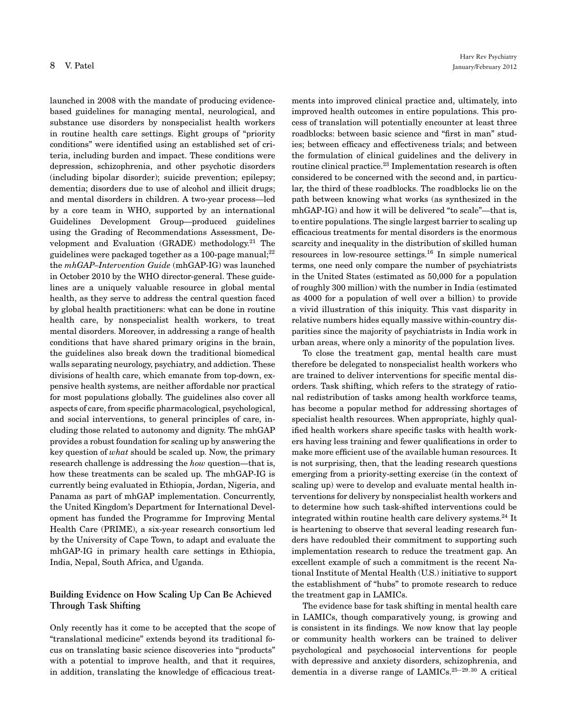launched in 2008 with the mandate of producing evidence-based guidelines for managing mental, neurological, and substance use disorders by nonspecialist health workers in routine health care settings. Eight groups of "priority conditions" were identified using an established set of criteria, including burden and impact. These conditions were depression, schizophrenia, and other psychotic disorders (including bipolar disorder); suicide prevention; epilepsy; dementia; disorders due to use of alcohol and illicit drugs; and mental disorders in children. A two-year process—led by a core team in WHO, supported by an international Guidelines Development Group—produced guidelines using the Grading of Recommendations Assessment, Development and Evaluation (GRADE) methodology.[21] The guidelines were packaged together as a 100-page manual;[22] the *mhGAP–Intervention Guide* (mhGAP-IG) was launched in October 2010 by the WHO director-general. These guidelines are a uniquely valuable resource in global mental health, as they serve to address the central question faced by global health practitioners: what can be done in routine health care, by nonspecialist health workers, to treat mental disorders. Moreover, in addressing a range of health conditions that have shared primary origins in the brain, the guidelines also break down the traditional biomedical walls separating neurology, psychiatry, and addiction. These divisions of health care, which emanate from top-down, expensive health systems, are neither affordable nor practical for most populations globally. The guidelines also cover all aspects of care, from specific pharmacological, psychological, and social interventions, to general principles of care, including those related to autonomy and dignity. The mhGAP provides a robust foundation for scaling up by answering the key question of *what* should be scaled up. Now, the primary research challenge is addressing the *how* question—that is, how these treatments can be scaled up. The mhGAP-IG is currently being evaluated in Ethiopia, Jordan, Nigeria, and Panama as part of mhGAP implementation. Concurrently, the United Kingdom's Department for International Development has funded the Programme for Improving Mental Health Care (PRIME), a six-year research consortium led by the University of Cape Town, to adapt and evaluate the mhGAP-IG in primary health care settings in Ethiopia, India, Nepal, South Africa, and Uganda.

## Building Evidence on How Scaling Up Can Be Achieved Through Task Shifting

Only recently has it come to be accepted that the scope of "translational medicine" extends beyond its traditional focus on translating basic science discoveries into "products" with a potential to improve health, and that it requires, in addition, translating the knowledge of efficacious treatments into improved clinical practice and, ultimately, into improved health outcomes in entire populations. This process of translation will potentially encounter at least three roadblocks: between basic science and "first in man" studies; between efficacy and effectiveness trials; and between the formulation of clinical guidelines and the delivery in routine clinical practice.[23] Implementation research is often considered to be concerned with the second and, in particular, the third of these roadblocks. The roadblocks lie on the path between knowing what works (as synthesized in the mhGAP-IG) and how it will be delivered "to scale"—that is, to entire populations. The single largest barrier to scaling up efficacious treatments for mental disorders is the enormous scarcity and inequality in the distribution of skilled human resources in low-resource settings.[16] In simple numerical terms, one need only compare the number of psychiatrists in the United States (estimated as 50,000 for a population of roughly 300 million) with the number in India (estimated as 4000 for a population of well over a billion) to provide a vivid illustration of this iniquity. This vast disparity in relative numbers hides equally massive within-country disparities since the majority of psychiatrists in India work in urban areas, where only a minority of the population lives.

To close the treatment gap, mental health care must therefore be delegated to nonspecialist health workers who are trained to deliver interventions for specific mental disorders. Task shifting, which refers to the strategy of rational redistribution of tasks among health workforce teams, has become a popular method for addressing shortages of specialist health resources. When appropriate, highly qualified health workers share specific tasks with health workers having less training and fewer qualifications in order to make more efficient use of the available human resources. It is not surprising, then, that the leading research questions emerging from a priority-setting exercise (in the context of scaling up) were to develop and evaluate mental health interventions for delivery by nonspecialist health workers and to determine how such task-shifted interventions could be integrated within routine health care delivery systems.[24] It is heartening to observe that several leading research funders have redoubled their commitment to supporting such implementation research to reduce the treatment gap. An excellent example of such a commitment is the recent National Institute of Mental Health (U.S.) initiative to support the establishment of "hubs" to promote research to reduce the treatment gap in LAMICs.

The evidence base for task shifting in mental health care in LAMICs, though comparatively young, is growing and is consistent in its findings. We now know that lay people or community health workers can be trained to deliver psychological and psychosocial interventions for people with depressive and anxiety disorders, schizophrenia, and dementia in a diverse range of LAMICs.[25–29, 30] A critical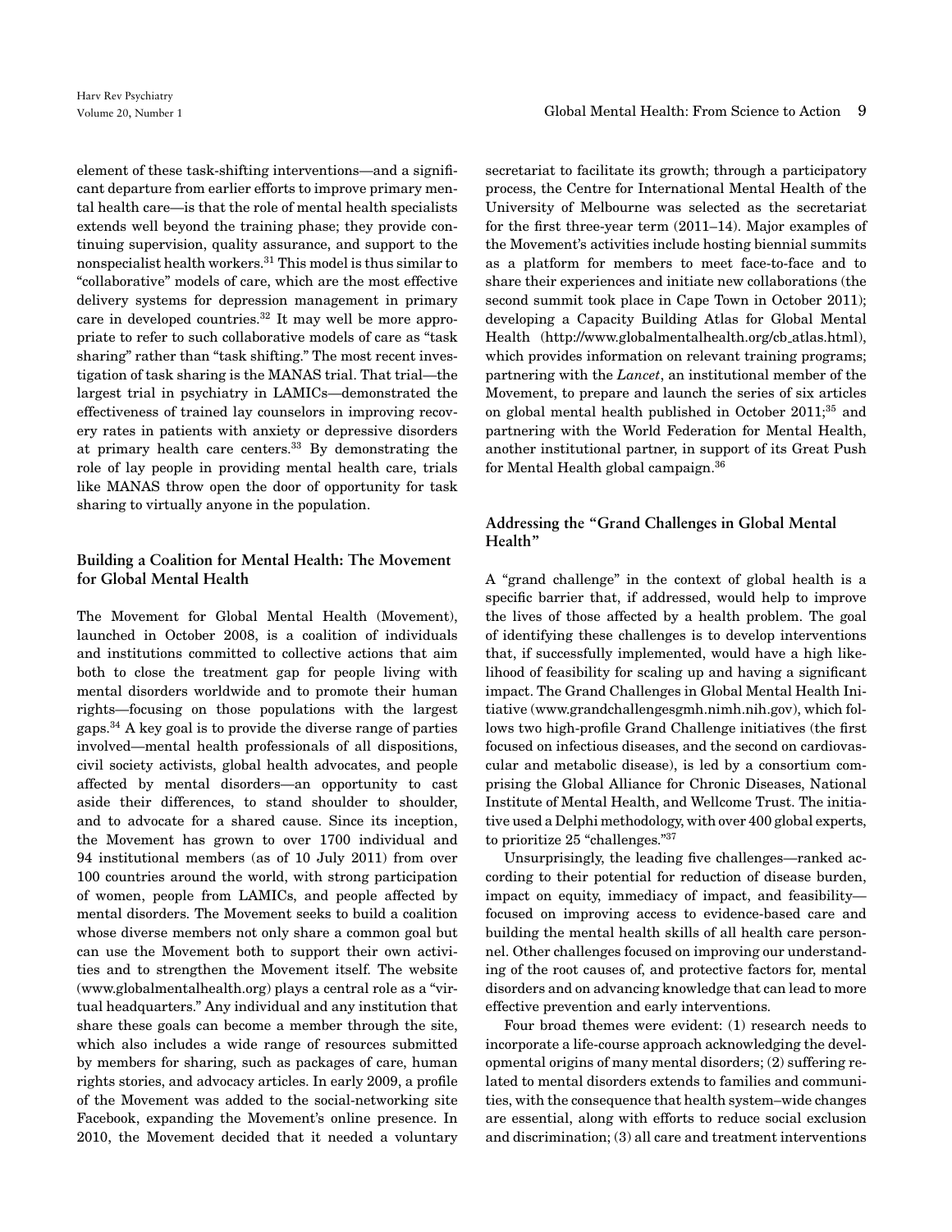element of these task-shifting interventions—and a significant departure from earlier efforts to improve primary mental health care—is that the role of mental health specialists extends well beyond the training phase; they provide continuing supervision, quality assurance, and support to the nonspecialist health workers.[31] This model is thus similar to "collaborative" models of care, which are the most effective delivery systems for depression management in primary care in developed countries.[32] It may well be more appropriate to refer to such collaborative models of care as "task sharing" rather than "task shifting." The most recent investigation of task sharing is the MANAS trial. That trial—the largest trial in psychiatry in LAMICs—demonstrated the effectiveness of trained lay counselors in improving recovery rates in patients with anxiety or depressive disorders at primary health care centers.[33] By demonstrating the role of lay people in providing mental health care, trials like MANAS throw open the door of opportunity for task sharing to virtually anyone in the population.

## Building a Coalition for Mental Health: The Movement for Global Mental Health

The Movement for Global Mental Health (Movement), launched in October 2008, is a coalition of individuals and institutions committed to collective actions that aim both to close the treatment gap for people living with mental disorders worldwide and to promote their human rights—focusing on those populations with the largest gaps.[34] A key goal is to provide the diverse range of parties involved—mental health professionals of all dispositions, civil society activists, global health advocates, and people affected by mental disorders—an opportunity to cast aside their differences, to stand shoulder to shoulder, and to advocate for a shared cause. Since its inception, the Movement has grown to over 1700 individual and 94 institutional members (as of 10 July 2011) from over 100 countries around the world, with strong participation of women, people from LAMICs, and people affected by mental disorders. The Movement seeks to build a coalition whose diverse members not only share a common goal but can use the Movement both to support their own activities and to strengthen the Movement itself. The website (www.globalmentalhealth.org) plays a central role as a "virtual headquarters." Any individual and any institution that share these goals can become a member through the site, which also includes a wide range of resources submitted by members for sharing, such as packages of care, human rights stories, and advocacy articles. In early 2009, a profile of the Movement was added to the social-networking site Facebook, expanding the Movement's online presence. In 2010, the Movement decided that it needed a voluntary secretariat to facilitate its growth; through a participatory process, the Centre for International Mental Health of the University of Melbourne was selected as the secretariat for the first three-year term (2011–14). Major examples of the Movement's activities include hosting biennial summits as a platform for members to meet face-to-face and to share their experiences and initiate new collaborations (the second summit took place in Cape Town in October 2011); developing a Capacity Building Atlas for Global Mental Health (http://www.globalmentalhealth.org/cb_atlas.html), which provides information on relevant training programs; partnering with the *Lancet*, an institutional member of the Movement, to prepare and launch the series of six articles on global mental health published in October 2011;[35] and partnering with the World Federation for Mental Health, another institutional partner, in support of its Great Push for Mental Health global campaign.[36]

## Addressing the "Grand Challenges in Global Mental Health"

A "grand challenge" in the context of global health is a specific barrier that, if addressed, would help to improve the lives of those affected by a health problem. The goal of identifying these challenges is to develop interventions that, if successfully implemented, would have a high likelihood of feasibility for scaling up and having a significant impact. The Grand Challenges in Global Mental Health Initiative (www.grandchallengesgmh.nimh.nih.gov), which follows two high-profile Grand Challenge initiatives (the first focused on infectious diseases, and the second on cardiovascular and metabolic disease), is led by a consortium comprising the Global Alliance for Chronic Diseases, National Institute of Mental Health, and Wellcome Trust. The initiative used a Delphi methodology, with over 400 global experts, to prioritize 25 "challenges."[37]

Unsurprisingly, the leading five challenges—ranked according to their potential for reduction of disease burden, impact on equity, immediacy of impact, and feasibility—focused on improving access to evidence-based care and building the mental health skills of all health care personnel. Other challenges focused on improving our understanding of the root causes of, and protective factors for, mental disorders and on advancing knowledge that can lead to more effective prevention and early interventions.

Four broad themes were evident: (1) research needs to incorporate a life-course approach acknowledging the developmental origins of many mental disorders; (2) suffering related to mental disorders extends to families and communities, with the consequence that health system–wide changes are essential, along with efforts to reduce social exclusion and discrimination; (3) all care and treatment interventions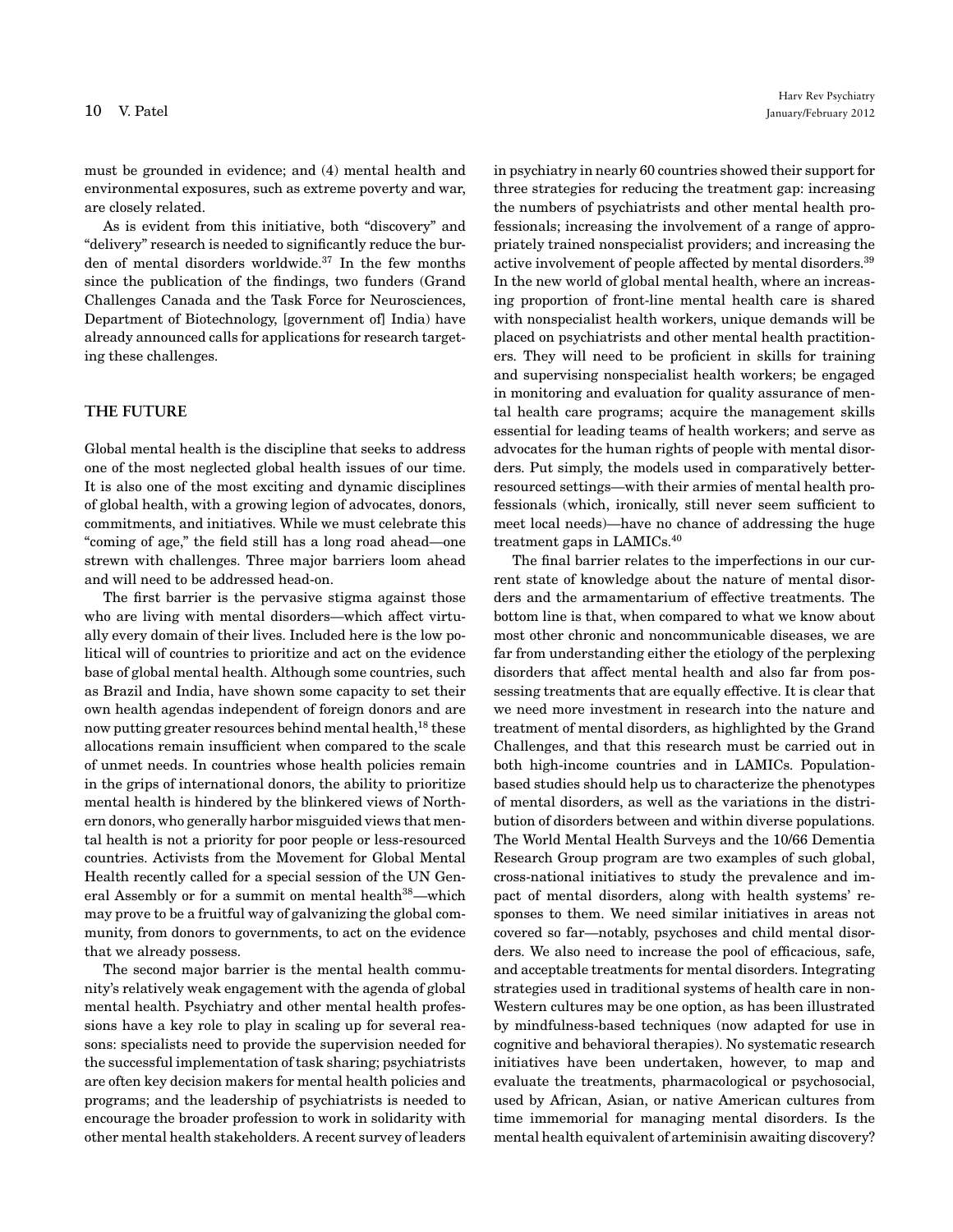must be grounded in evidence; and (4) mental health and environmental exposures, such as extreme poverty and war, are closely related.

As is evident from this initiative, both "discovery" and "delivery" research is needed to significantly reduce the burden of mental disorders worldwide.[37] In the few months since the publication of the findings, two funders (Grand Challenges Canada and the Task Force for Neurosciences, Department of Biotechnology, [government of] India) have already announced calls for applications for research targeting these challenges.

## THE FUTURE

Global mental health is the discipline that seeks to address one of the most neglected global health issues of our time. It is also one of the most exciting and dynamic disciplines of global health, with a growing legion of advocates, donors, commitments, and initiatives. While we must celebrate this "coming of age," the field still has a long road ahead—one strewn with challenges. Three major barriers loom ahead and will need to be addressed head-on.

The first barrier is the pervasive stigma against those who are living with mental disorders—which affect virtually every domain of their lives. Included here is the low political will of countries to prioritize and act on the evidence base of global mental health. Although some countries, such as Brazil and India, have shown some capacity to set their own health agendas independent of foreign donors and are now putting greater resources behind mental health,[18] these allocations remain insufficient when compared to the scale of unmet needs. In countries whose health policies remain in the grips of international donors, the ability to prioritize mental health is hindered by the blinkered views of Northern donors, who generally harbor misguided views that mental health is not a priority for poor people or less-resourced countries. Activists from the Movement for Global Mental Health recently called for a special session of the UN General Assembly or for a summit on mental health[38]—which may prove to be a fruitful way of galvanizing the global community, from donors to governments, to act on the evidence that we already possess.

The second major barrier is the mental health community's relatively weak engagement with the agenda of global mental health. Psychiatry and other mental health professions have a key role to play in scaling up for several reasons: specialists need to provide the supervision needed for the successful implementation of task sharing; psychiatrists are often key decision makers for mental health policies and programs; and the leadership of psychiatrists is needed to encourage the broader profession to work in solidarity with other mental health stakeholders. A recent survey of leaders in psychiatry in nearly 60 countries showed their support for three strategies for reducing the treatment gap: increasing the numbers of psychiatrists and other mental health professionals; increasing the involvement of a range of appropriately trained nonspecialist providers; and increasing the active involvement of people affected by mental disorders.[39] In the new world of global mental health, where an increasing proportion of front-line mental health care is shared with nonspecialist health workers, unique demands will be placed on psychiatrists and other mental health practitioners. They will need to be proficient in skills for training and supervising nonspecialist health workers; be engaged in monitoring and evaluation for quality assurance of mental health care programs; acquire the management skills essential for leading teams of health workers; and serve as advocates for the human rights of people with mental disorders. Put simply, the models used in comparatively better-resourced settings—with their armies of mental health professionals (which, ironically, still never seem sufficient to meet local needs)—have no chance of addressing the huge treatment gaps in LAMICs.[40]

The final barrier relates to the imperfections in our current state of knowledge about the nature of mental disorders and the armamentarium of effective treatments. The bottom line is that, when compared to what we know about most other chronic and noncommunicable diseases, we are far from understanding either the etiology of the perplexing disorders that affect mental health and also far from possessing treatments that are equally effective. It is clear that we need more investment in research into the nature and treatment of mental disorders, as highlighted by the Grand Challenges, and that this research must be carried out in both high-income countries and in LAMICs. Population-based studies should help us to characterize the phenotypes of mental disorders, as well as the variations in the distribution of disorders between and within diverse populations. The World Mental Health Surveys and the 10/66 Dementia Research Group program are two examples of such global, cross-national initiatives to study the prevalence and impact of mental disorders, along with health systems' responses to them. We need similar initiatives in areas not covered so far—notably, psychoses and child mental disorders. We also need to increase the pool of efficacious, safe, and acceptable treatments for mental disorders. Integrating strategies used in traditional systems of health care in non-Western cultures may be one option, as has been illustrated by mindfulness-based techniques (now adapted for use in cognitive and behavioral therapies). No systematic research initiatives have been undertaken, however, to map and evaluate the treatments, pharmacological or psychosocial, used by African, Asian, or native American cultures from time immemorial for managing mental disorders. Is the mental health equivalent of arteminisin awaiting discovery?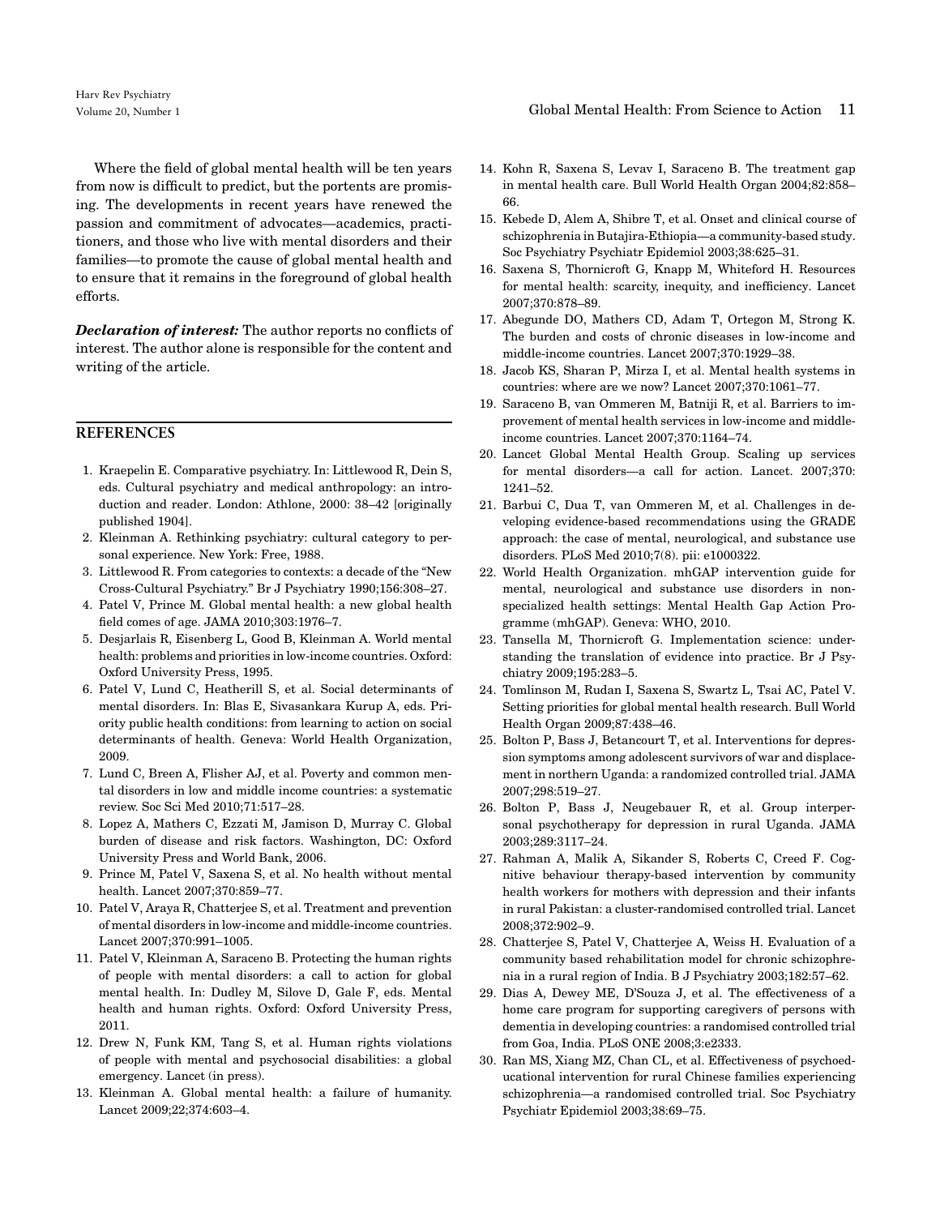Where the field of global mental health will be ten years from now is difficult to predict, but the portents are promising. The developments in recent years have renewed the passion and commitment of advocates—academics, practitioners, and those who live with mental disorders and their families—to promote the cause of global mental health and to ensure that it remains in the foreground of global health efforts.

***Declaration of interest:*** The author reports no conflicts of interest. The author alone is responsible for the content and writing of the article.

## REFERENCES

1. Kraepelin E. Comparative psychiatry. In: Littlewood R, Dein S, eds. Cultural psychiatry and medical anthropology: an introduction and reader. London: Athlone, 2000: 38–42 [originally published 1904].
2. Kleinman A. Rethinking psychiatry: cultural category to personal experience. New York: Free, 1988.
3. Littlewood R. From categories to contexts: a decade of the "New Cross-Cultural Psychiatry." Br J Psychiatry 1990;156:308–27.
4. Patel V, Prince M. Global mental health: a new global health field comes of age. JAMA 2010;303:1976–7.
5. Desjarlais R, Eisenberg L, Good B, Kleinman A. World mental health: problems and priorities in low-income countries. Oxford: Oxford University Press, 1995.
6. Patel V, Lund C, Heatherill S, et al. Social determinants of mental disorders. In: Blas E, Sivasankara Kurup A, eds. Priority public health conditions: from learning to action on social determinants of health. Geneva: World Health Organization, 2009.
7. Lund C, Breen A, Flisher AJ, et al. Poverty and common mental disorders in low and middle income countries: a systematic review. Soc Sci Med 2010;71:517–28.
8. Lopez A, Mathers C, Ezzati M, Jamison D, Murray C. Global burden of disease and risk factors. Washington, DC: Oxford University Press and World Bank, 2006.
9. Prince M, Patel V, Saxena S, et al. No health without mental health. Lancet 2007;370:859–77.
10. Patel V, Araya R, Chatterjee S, et al. Treatment and prevention of mental disorders in low-income and middle-income countries. Lancet 2007;370:991–1005.
11. Patel V, Kleinman A, Saraceno B. Protecting the human rights of people with mental disorders: a call to action for global mental health. In: Dudley M, Silove D, Gale F, eds. Mental health and human rights. Oxford: Oxford University Press, 2011.
12. Drew N, Funk KM, Tang S, et al. Human rights violations of people with mental and psychosocial disabilities: a global emergency. Lancet (in press).
13. Kleinman A. Global mental health: a failure of humanity. Lancet 2009;22;374:603–4.
14. Kohn R, Saxena S, Levav I, Saraceno B. The treatment gap in mental health care. Bull World Health Organ 2004;82:858–66.
15. Kebede D, Alem A, Shibre T, et al. Onset and clinical course of schizophrenia in Butajira-Ethiopia—a community-based study. Soc Psychiatry Psychiatr Epidemiol 2003;38:625–31.
16. Saxena S, Thornicroft G, Knapp M, Whiteford H. Resources for mental health: scarcity, inequity, and inefficiency. Lancet 2007;370:878–89.
17. Abegunde DO, Mathers CD, Adam T, Ortegon M, Strong K. The burden and costs of chronic diseases in low-income and middle-income countries. Lancet 2007;370:1929–38.
18. Jacob KS, Sharan P, Mirza I, et al. Mental health systems in countries: where are we now? Lancet 2007;370:1061–77.
19. Saraceno B, van Ommeren M, Batniji R, et al. Barriers to improvement of mental health services in low-income and middle-income countries. Lancet 2007;370:1164–74.
20. Lancet Global Mental Health Group. Scaling up services for mental disorders—a call for action. Lancet. 2007;370: 1241–52.
21. Barbui C, Dua T, van Ommeren M, et al. Challenges in developing evidence-based recommendations using the GRADE approach: the case of mental, neurological, and substance use disorders. PLoS Med 2010;7(8). pii: e1000322.
22. World Health Organization. mhGAP intervention guide for mental, neurological and substance use disorders in non-specialized health settings: Mental Health Gap Action Programme (mhGAP). Geneva: WHO, 2010.
23. Tansella M, Thornicroft G. Implementation science: understanding the translation of evidence into practice. Br J Psychiatry 2009;195:283–5.
24. Tomlinson M, Rudan I, Saxena S, Swartz L, Tsai AC, Patel V. Setting priorities for global mental health research. Bull World Health Organ 2009;87:438–46.
25. Bolton P, Bass J, Betancourt T, et al. Interventions for depression symptoms among adolescent survivors of war and displacement in northern Uganda: a randomized controlled trial. JAMA 2007;298:519–27.
26. Bolton P, Bass J, Neugebauer R, et al. Group interpersonal psychotherapy for depression in rural Uganda. JAMA 2003;289:3117–24.
27. Rahman A, Malik A, Sikander S, Roberts C, Creed F. Cognitive behaviour therapy-based intervention by community health workers for mothers with depression and their infants in rural Pakistan: a cluster-randomised controlled trial. Lancet 2008;372:902–9.
28. Chatterjee S, Patel V, Chatterjee A, Weiss H. Evaluation of a community based rehabilitation model for chronic schizophrenia in a rural region of India. B J Psychiatry 2003;182:57–62.
29. Dias A, Dewey ME, D'Souza J, et al. The effectiveness of a home care program for supporting caregivers of persons with dementia in developing countries: a randomised controlled trial from Goa, India. PLoS ONE 2008;3:e2333.
30. Ran MS, Xiang MZ, Chan CL, et al. Effectiveness of psychoeducational intervention for rural Chinese families experiencing schizophrenia—a randomised controlled trial. Soc Psychiatry Psychiatr Epidemiol 2003;38:69–75.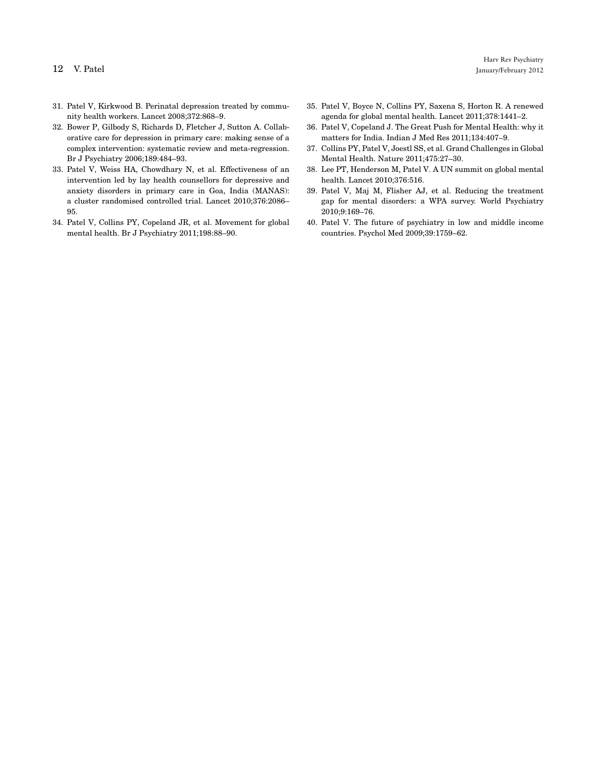31. Patel V, Kirkwood B. Perinatal depression treated by community health workers. Lancet 2008;372:868–9.
32. Bower P, Gilbody S, Richards D, Fletcher J, Sutton A. Collaborative care for depression in primary care: making sense of a complex intervention: systematic review and meta-regression. Br J Psychiatry 2006;189:484–93.
33. Patel V, Weiss HA, Chowdhary N, et al. Effectiveness of an intervention led by lay health counsellors for depressive and anxiety disorders in primary care in Goa, India (MANAS): a cluster randomised controlled trial. Lancet 2010;376:2086–95.
34. Patel V, Collins PY, Copeland JR, et al. Movement for global mental health. Br J Psychiatry 2011;198:88–90.
35. Patel V, Boyce N, Collins PY, Saxena S, Horton R. A renewed agenda for global mental health. Lancet 2011;378:1441–2.
36. Patel V, Copeland J. The Great Push for Mental Health: why it matters for India. Indian J Med Res 2011;134:407–9.
37. Collins PY, Patel V, Joestl SS, et al. Grand Challenges in Global Mental Health. Nature 2011;475:27–30.
38. Lee PT, Henderson M, Patel V. A UN summit on global mental health. Lancet 2010;376:516.
39. Patel V, Maj M, Flisher AJ, et al. Reducing the treatment gap for mental disorders: a WPA survey. World Psychiatry 2010;9:169–76.
40. Patel V. The future of psychiatry in low and middle income countries. Psychol Med 2009;39:1759–62.